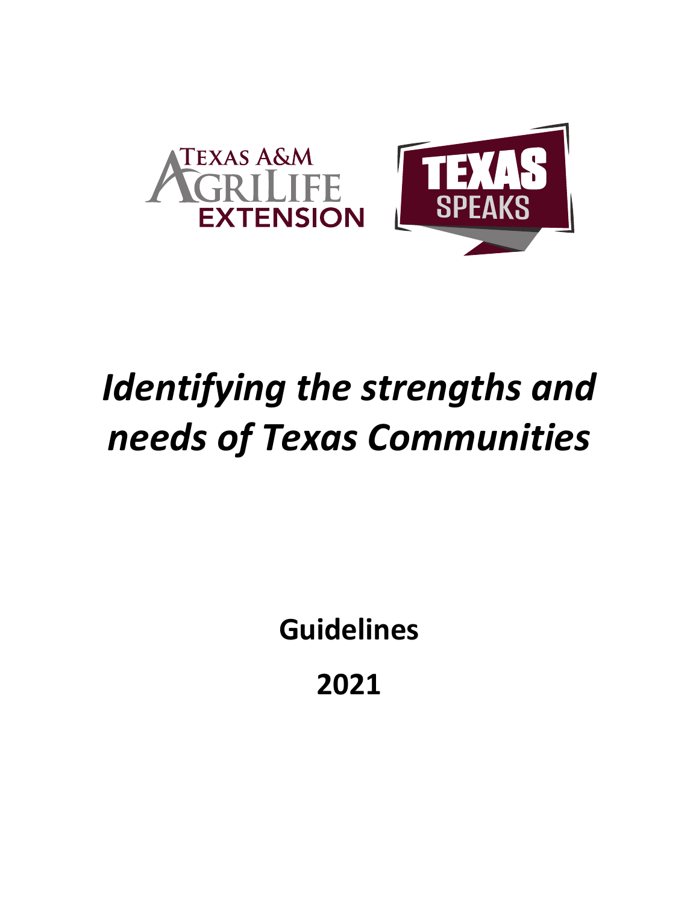# *Identifying the strengths and needs of Texas Communities*

**Guidelines**

**2021**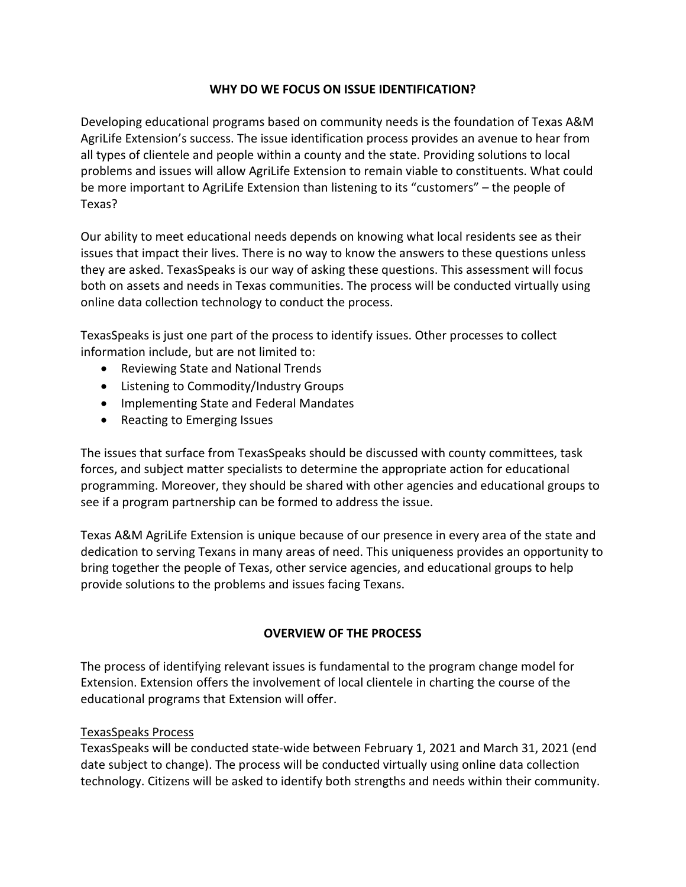## WHY DO WE FOCUS ON ISSUE IDENTIFICATION?

Developing educational programs based on community needs is the foundation of Texas A&M AgriLife Extension's success. The issue identification process provides an avenue to hear from all types of clientele and people within a county and the state. Providing solutions to local problems and issues will allow AgriLife Extension to remain viable to constituents. What could be more important to AgriLife Extension than listening to its "customers" – the people of Texas?

Our ability to meet educational needs depends on knowing what local residents see as their issues that impact their lives. There is no way to know the answers to these questions unless they are asked. TexasSpeaks is our way of asking these questions. This assessment will focus both on assets and needs in Texas communities. The process will be conducted virtually using online data collection technology to conduct the process.

TexasSpeaks is just one part of the process to identify issues. Other processes to collect information include, but are not limited to:

- Reviewing State and National Trends
- Listening to Commodity/Industry Groups
- Implementing State and Federal Mandates
- Reacting to Emerging Issues

The issues that surface from TexasSpeaks should be discussed with county committees, task forces, and subject matter specialists to determine the appropriate action for educational programming. Moreover, they should be shared with other agencies and educational groups to see if a program partnership can be formed to address the issue.

Texas A&M AgriLife Extension is unique because of our presence in every area of the state and dedication to serving Texans in many areas of need. This uniqueness provides an opportunity to bring together the people of Texas, other service agencies, and educational groups to help provide solutions to the problems and issues facing Texans.

## OVERVIEW OF THE PROCESS

The process of identifying relevant issues is fundamental to the program change model for Extension. Extension offers the involvement of local clientele in charting the course of the educational programs that Extension will offer.

### TexasSpeaks Process

TexasSpeaks will be conducted state-wide between February 1, 2021 and March 31, 2021 (end date subject to change). The process will be conducted virtually using online data collection technology. Citizens will be asked to identify both strengths and needs within their community.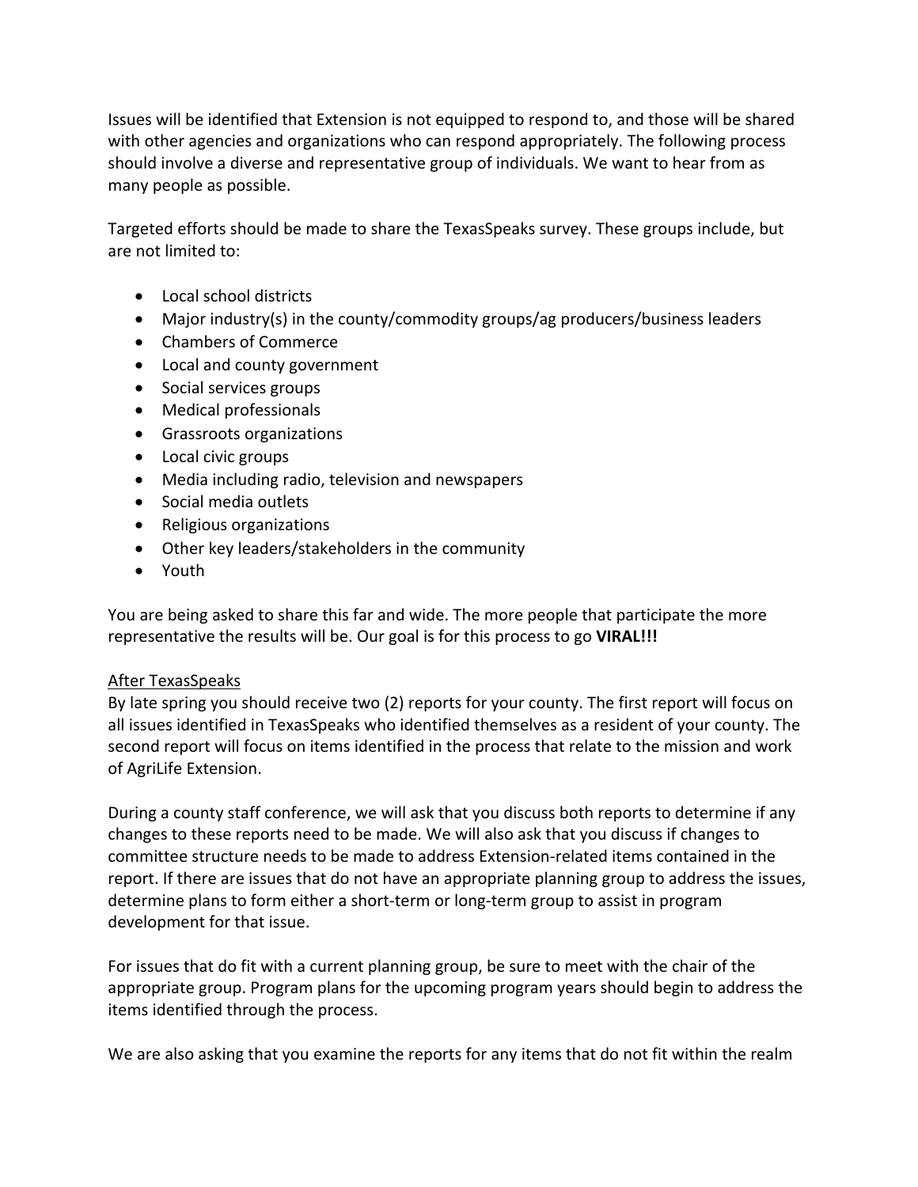Issues will be identified that Extension is not equipped to respond to, and those will be shared with other agencies and organizations who can respond appropriately. The following process should involve a diverse and representative group of individuals. We want to hear from as many people as possible.

Targeted efforts should be made to share the TexasSpeaks survey. These groups include, but are not limited to:

- Local school districts
- Major industry(s) in the county/commodity groups/ag producers/business leaders
- Chambers of Commerce
- Local and county government
- Social services groups
- Medical professionals
- Grassroots organizations
- Local civic groups
- Media including radio, television and newspapers
- Social media outlets
- Religious organizations
- Other key leaders/stakeholders in the community
- Youth

You are being asked to share this far and wide. The more people that participate the more representative the results will be. Our goal is for this process to go **VIRAL!!!**

<u>After TexasSpeaks</u>

By late spring you should receive two (2) reports for your county. The first report will focus on all issues identified in TexasSpeaks who identified themselves as a resident of your county. The second report will focus on items identified in the process that relate to the mission and work of AgriLife Extension.

During a county staff conference, we will ask that you discuss both reports to determine if any changes to these reports need to be made. We will also ask that you discuss if changes to committee structure needs to be made to address Extension-related items contained in the report. If there are issues that do not have an appropriate planning group to address the issues, determine plans to form either a short-term or long-term group to assist in program development for that issue.

For issues that do fit with a current planning group, be sure to meet with the chair of the appropriate group. Program plans for the upcoming program years should begin to address the items identified through the process.

We are also asking that you examine the reports for any items that do not fit within the realm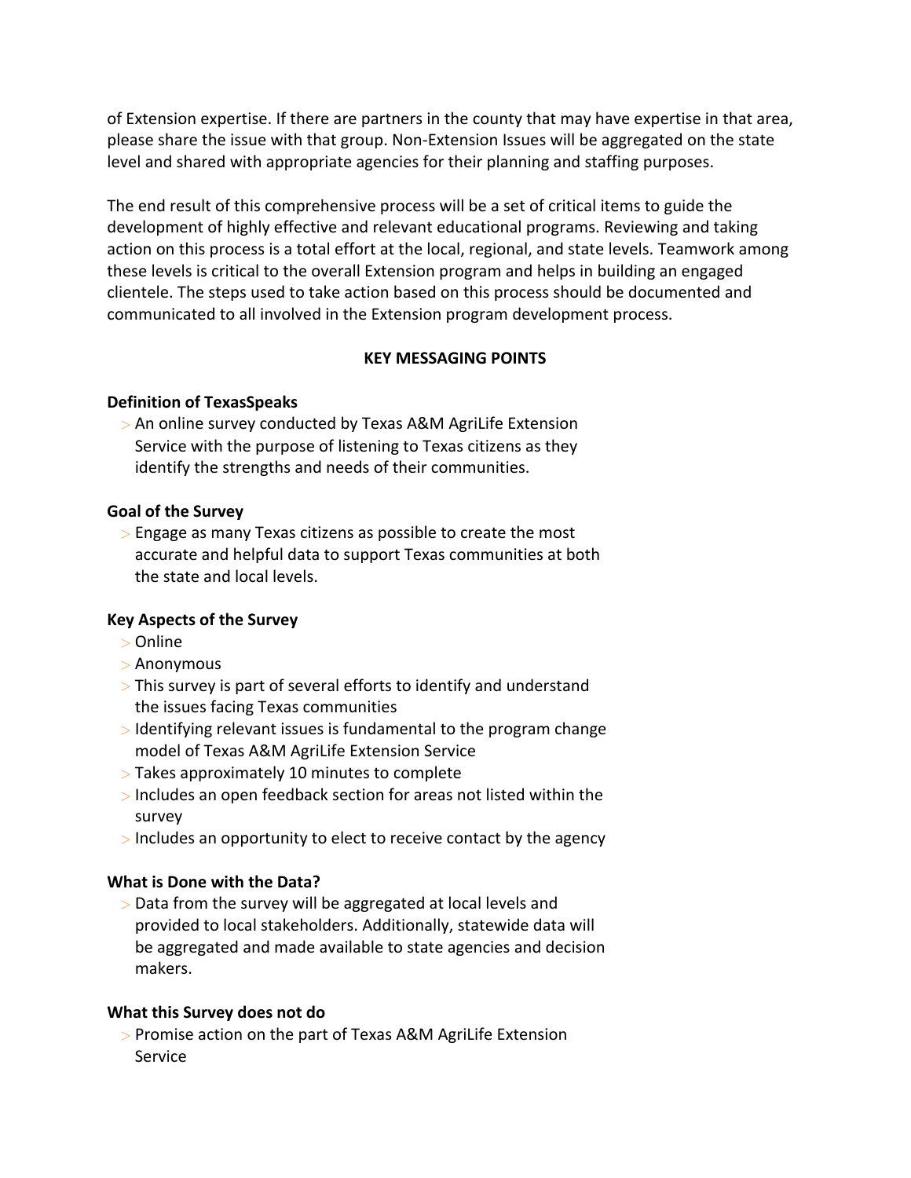of Extension expertise. If there are partners in the county that may have expertise in that area, please share the issue with that group. Non-Extension Issues will be aggregated on the state level and shared with appropriate agencies for their planning and staffing purposes.

The end result of this comprehensive process will be a set of critical items to guide the development of highly effective and relevant educational programs. Reviewing and taking action on this process is a total effort at the local, regional, and state levels. Teamwork among these levels is critical to the overall Extension program and helps in building an engaged clientele. The steps used to take action based on this process should be documented and communicated to all involved in the Extension program development process.

## KEY MESSAGING POINTS

**Definition of TexasSpeaks**

- An online survey conducted by Texas A&M AgriLife Extension Service with the purpose of listening to Texas citizens as they identify the strengths and needs of their communities.

**Goal of the Survey**

- Engage as many Texas citizens as possible to create the most accurate and helpful data to support Texas communities at both the state and local levels.

**Key Aspects of the Survey**

- Online
- Anonymous
- This survey is part of several efforts to identify and understand the issues facing Texas communities
- Identifying relevant issues is fundamental to the program change model of Texas A&M AgriLife Extension Service
- Takes approximately 10 minutes to complete
- Includes an open feedback section for areas not listed within the survey
- Includes an opportunity to elect to receive contact by the agency

**What is Done with the Data?**

- Data from the survey will be aggregated at local levels and provided to local stakeholders. Additionally, statewide data will be aggregated and made available to state agencies and decision makers.

**What this Survey does not do**

- Promise action on the part of Texas A&M AgriLife Extension Service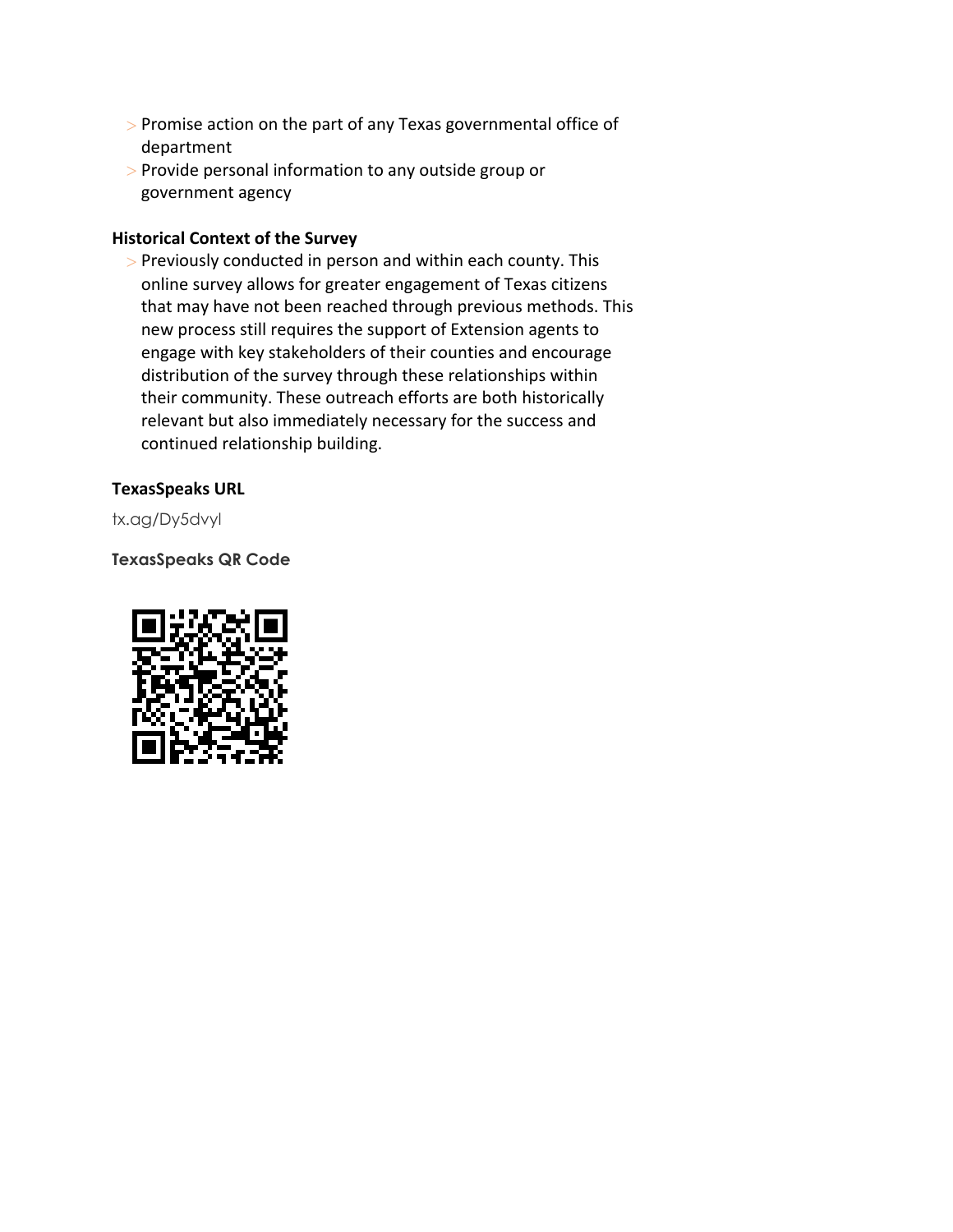- Promise action on the part of any Texas governmental office of department
- Provide personal information to any outside group or government agency

**Historical Context of the Survey**

- Previously conducted in person and within each county. This online survey allows for greater engagement of Texas citizens that may have not been reached through previous methods. This new process still requires the support of Extension agents to engage with key stakeholders of their counties and encourage distribution of the survey through these relationships within their community. These outreach efforts are both historically relevant but also immediately necessary for the success and continued relationship building.

**TexasSpeaks URL**

tx.ag/Dy5dvyl

**TexasSpeaks QR Code**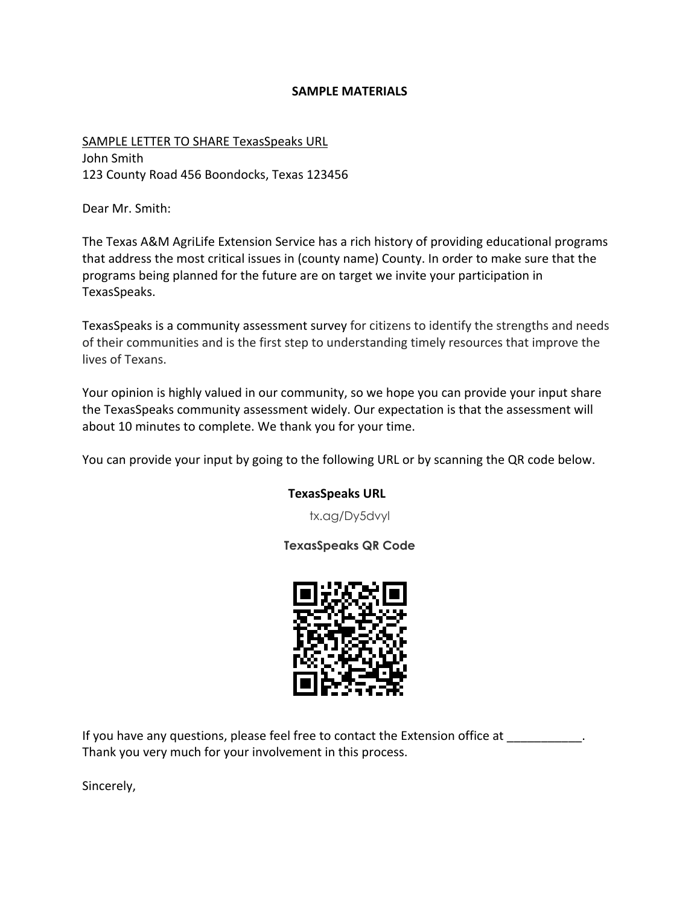**SAMPLE MATERIALS**

<u>SAMPLE LETTER TO SHARE TexasSpeaks URL</u>

John Smith
123 County Road 456 Boondocks, Texas 123456

Dear Mr. Smith:

The Texas A&M AgriLife Extension Service has a rich history of providing educational programs that address the most critical issues in (county name) County. In order to make sure that the programs being planned for the future are on target we invite your participation in TexasSpeaks.

TexasSpeaks is a community assessment survey for citizens to identify the strengths and needs of their communities and is the first step to understanding timely resources that improve the lives of Texans.

Your opinion is highly valued in our community, so we hope you can provide your input share the TexasSpeaks community assessment widely. Our expectation is that the assessment will about 10 minutes to complete. We thank you for your time.

You can provide your input by going to the following URL or by scanning the QR code below.

**TexasSpeaks URL**

tx.ag/Dy5dvyl

**TexasSpeaks QR Code**

If you have any questions, please feel free to contact the Extension office at ___________.
Thank you very much for your involvement in this process.

Sincerely,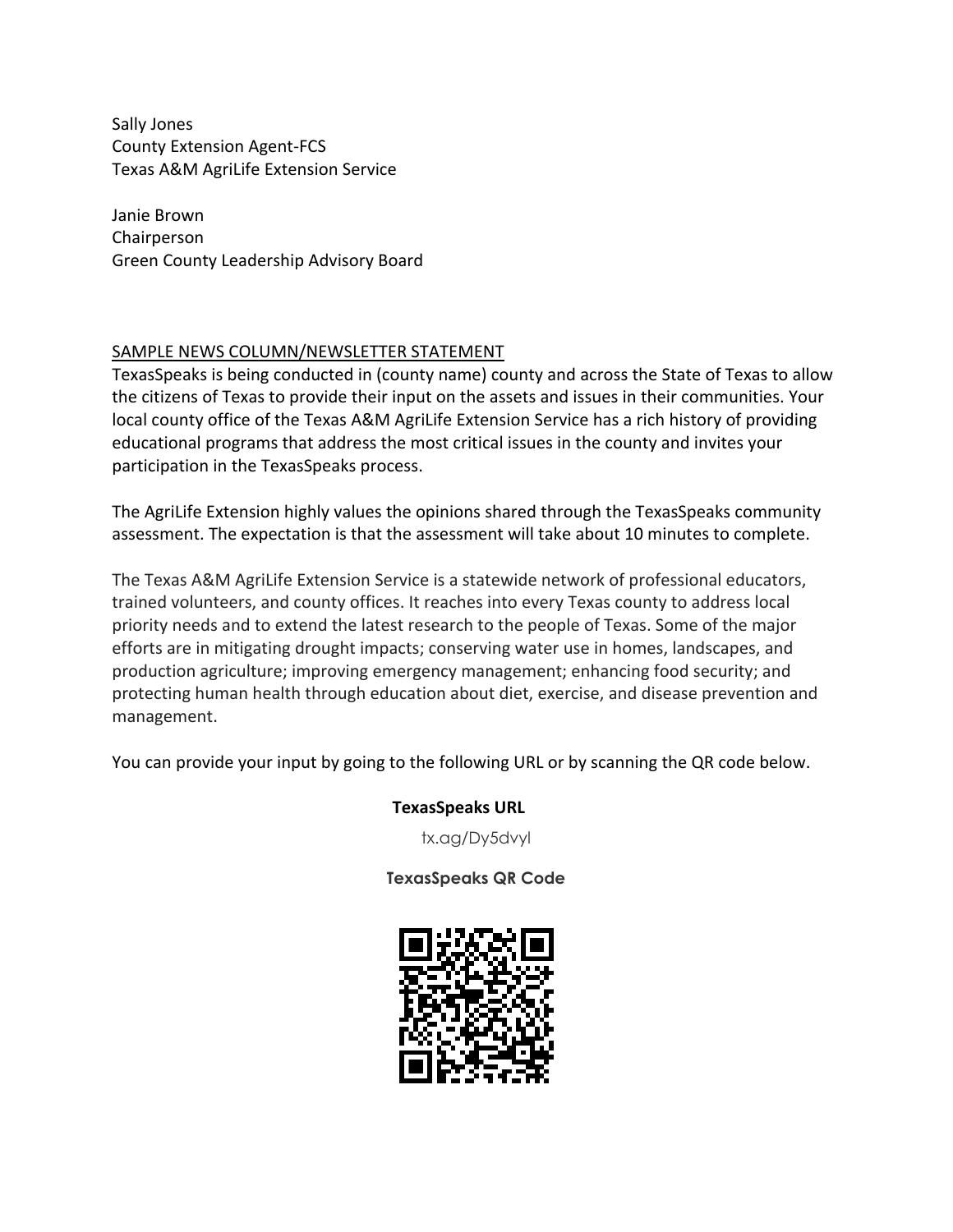Sally Jones
County Extension Agent-FCS
Texas A&M AgriLife Extension Service

Janie Brown
Chairperson
Green County Leadership Advisory Board

<u>SAMPLE NEWS COLUMN/NEWSLETTER STATEMENT</u>

TexasSpeaks is being conducted in (county name) county and across the State of Texas to allow the citizens of Texas to provide their input on the assets and issues in their communities. Your local county office of the Texas A&M AgriLife Extension Service has a rich history of providing educational programs that address the most critical issues in the county and invites your participation in the TexasSpeaks process.

The AgriLife Extension highly values the opinions shared through the TexasSpeaks community assessment. The expectation is that the assessment will take about 10 minutes to complete.

The Texas A&M AgriLife Extension Service is a statewide network of professional educators, trained volunteers, and county offices. It reaches into every Texas county to address local priority needs and to extend the latest research to the people of Texas. Some of the major efforts are in mitigating drought impacts; conserving water use in homes, landscapes, and production agriculture; improving emergency management; enhancing food security; and protecting human health through education about diet, exercise, and disease prevention and management.

You can provide your input by going to the following URL or by scanning the QR code below.

**TexasSpeaks URL**

tx.ag/Dy5dvyl

**TexasSpeaks QR Code**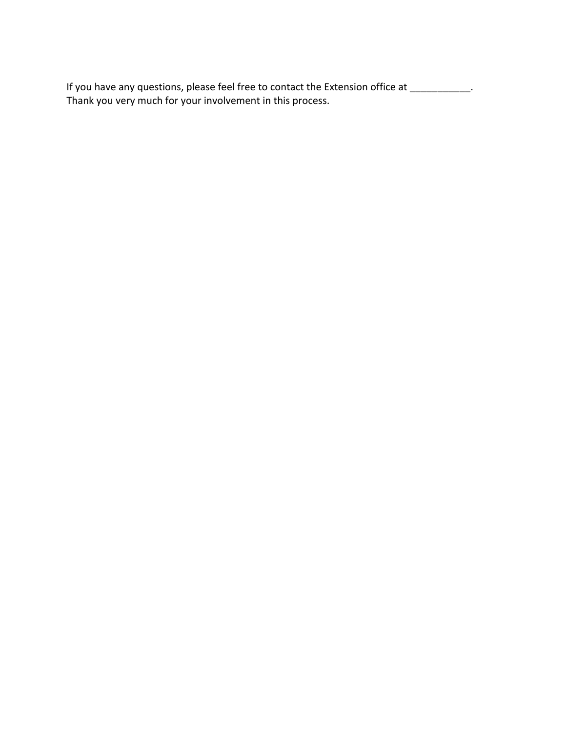If you have any questions, please feel free to contact the Extension office at ___________.
Thank you very much for your involvement in this process.